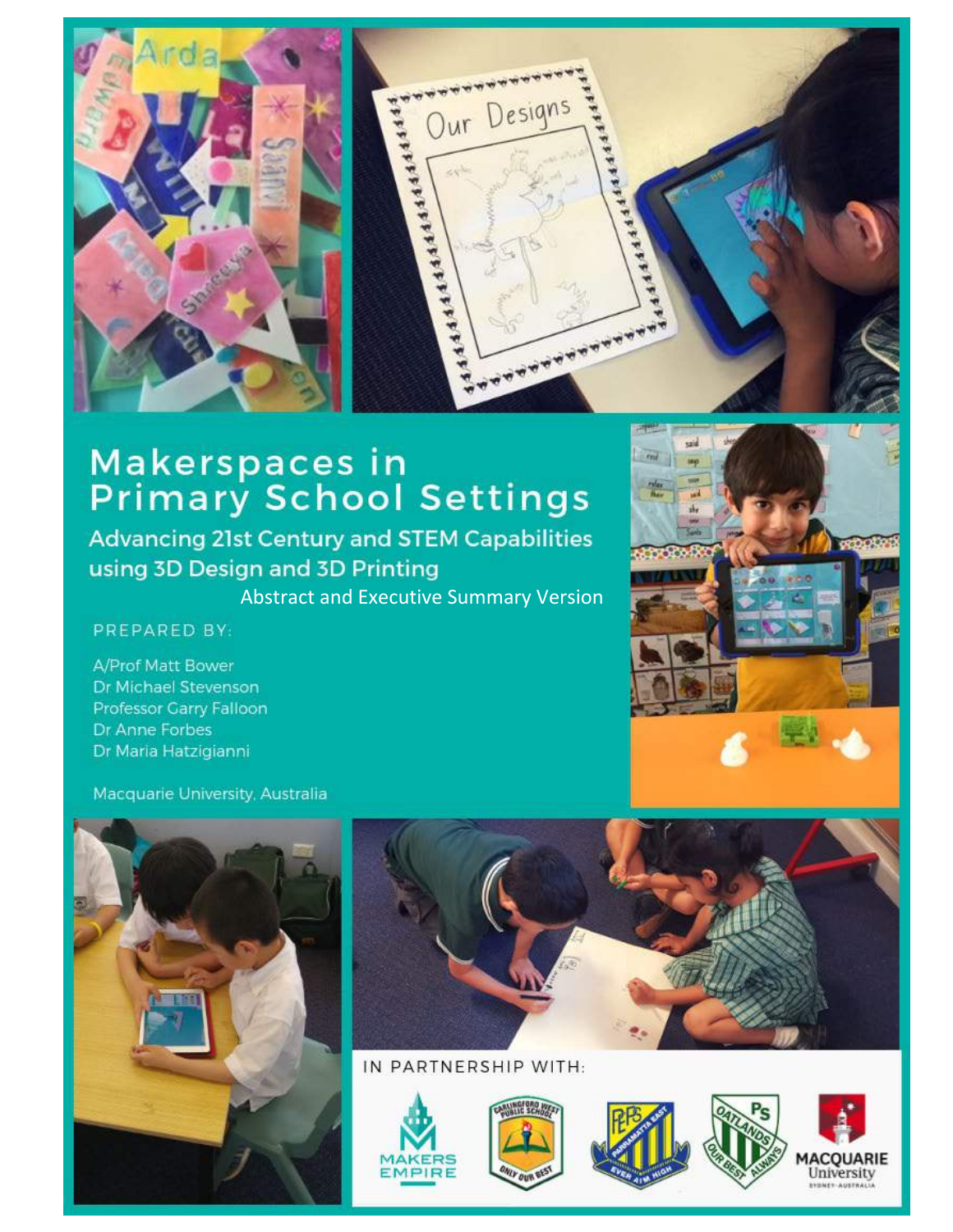# Makerspaces in Primary School Settings

## Advancing 21st Century and STEM Capabilities using 3D Design and 3D Printing

Abstract and Executive Summary Version

PREPARED BY:

A/Prof Matt Bower
Dr Michael Stevenson
Professor Garry Falloon
Dr Anne Forbes
Dr Maria Hatzigianni

Macquarie University, Australia

IN PARTNERSHIP WITH: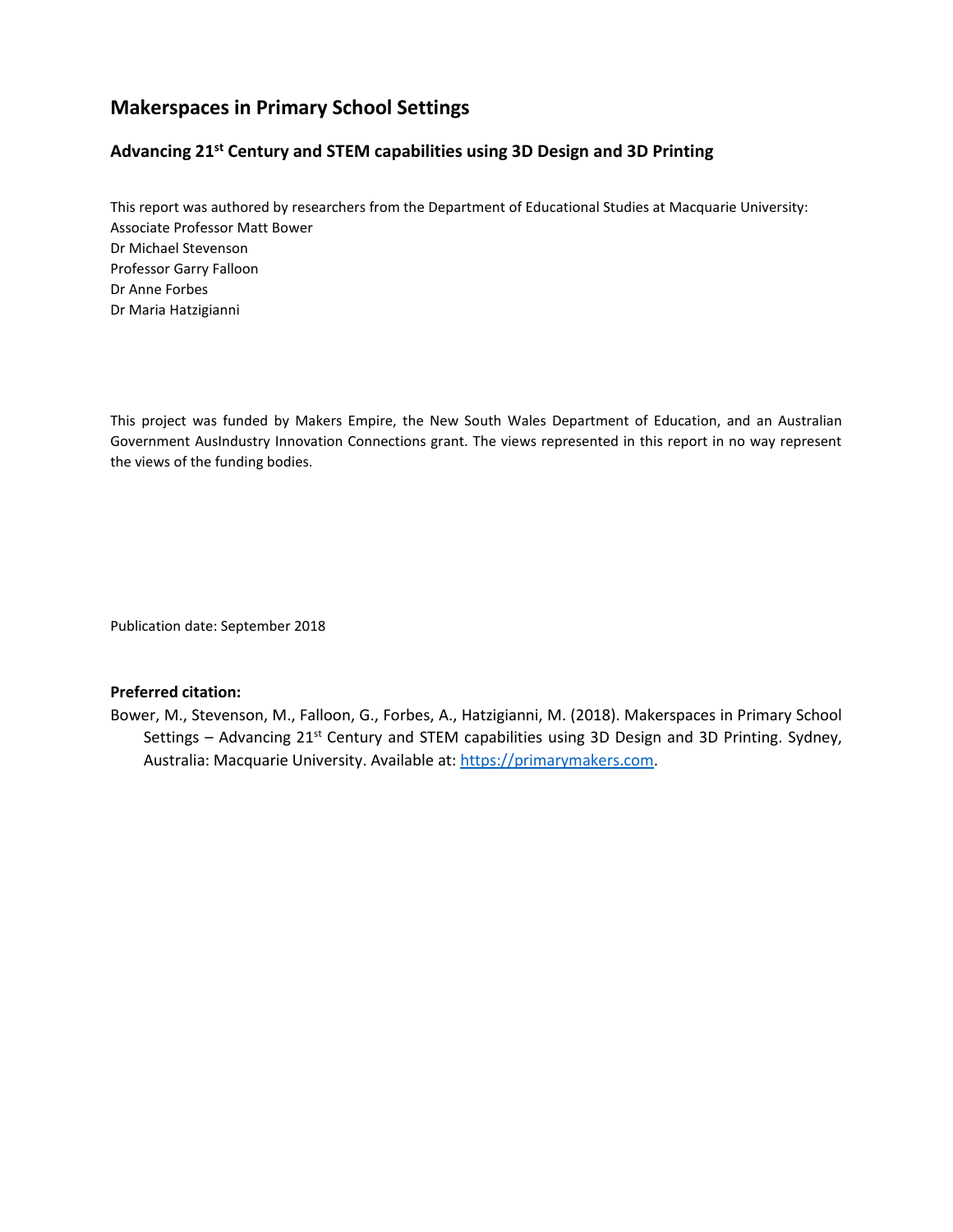# Makerspaces in Primary School Settings

## Advancing 21st Century and STEM capabilities using 3D Design and 3D Printing

This report was authored by researchers from the Department of Educational Studies at Macquarie University:
Associate Professor Matt Bower
Dr Michael Stevenson
Professor Garry Falloon
Dr Anne Forbes
Dr Maria Hatzigianni

This project was funded by Makers Empire, the New South Wales Department of Education, and an Australian Government AusIndustry Innovation Connections grant. The views represented in this report in no way represent the views of the funding bodies.

Publication date: September 2018

**Preferred citation:**

Bower, M., Stevenson, M., Falloon, G., Forbes, A., Hatzigianni, M. (2018). Makerspaces in Primary School Settings – Advancing 21st Century and STEM capabilities using 3D Design and 3D Printing. Sydney, Australia: Macquarie University. Available at: https://primarymakers.com.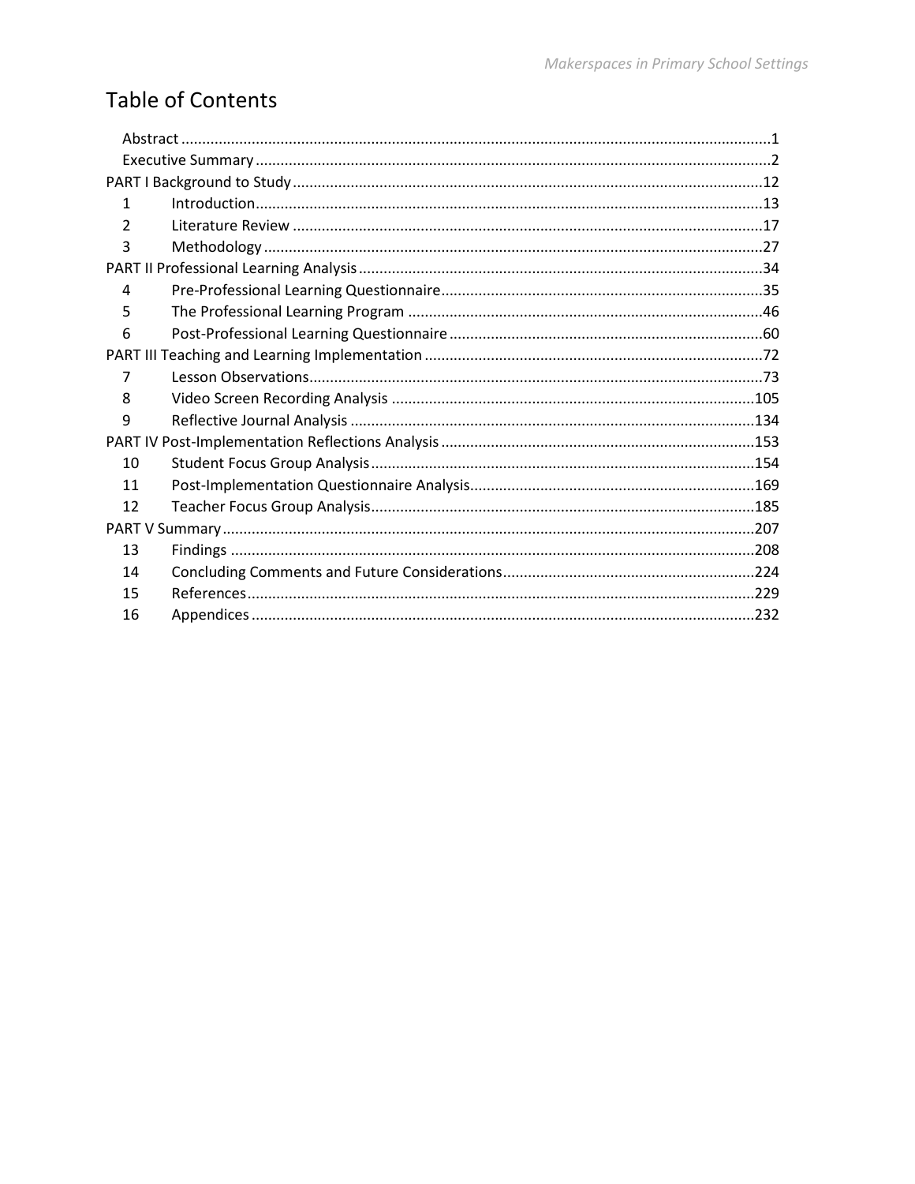# Table of Contents

Abstract ........................................................................................................................................1
Executive Summary ......................................................................................................................2
PART I Background to Study ........................................................................................................12
1 Introduction ..............................................................................................................................13
2 Literature Review .....................................................................................................................17
3 Methodology ............................................................................................................................27
PART II Professional Learning Analysis .......................................................................................34
4 Pre-Professional Learning Questionnaire .................................................................................35
5 The Professional Learning Program .........................................................................................46
6 Post-Professional Learning Questionnaire ................................................................................60
PART III Teaching and Learning Implementation ........................................................................72
7 Lesson Observations .................................................................................................................73
8 Video Screen Recording Analysis ............................................................................................105
9 Reflective Journal Analysis .....................................................................................................134
PART IV Post-Implementation Reflections Analysis ..................................................................153
10 Student Focus Group Analysis ..............................................................................................154
11 Post-Implementation Questionnaire Analysis ........................................................................169
12 Teacher Focus Group Analysis ..............................................................................................185
PART V Summary ......................................................................................................................207
13 Findings .................................................................................................................................208
14 Concluding Comments and Future Considerations ................................................................224
15 References .............................................................................................................................229
16 Appendices ............................................................................................................................232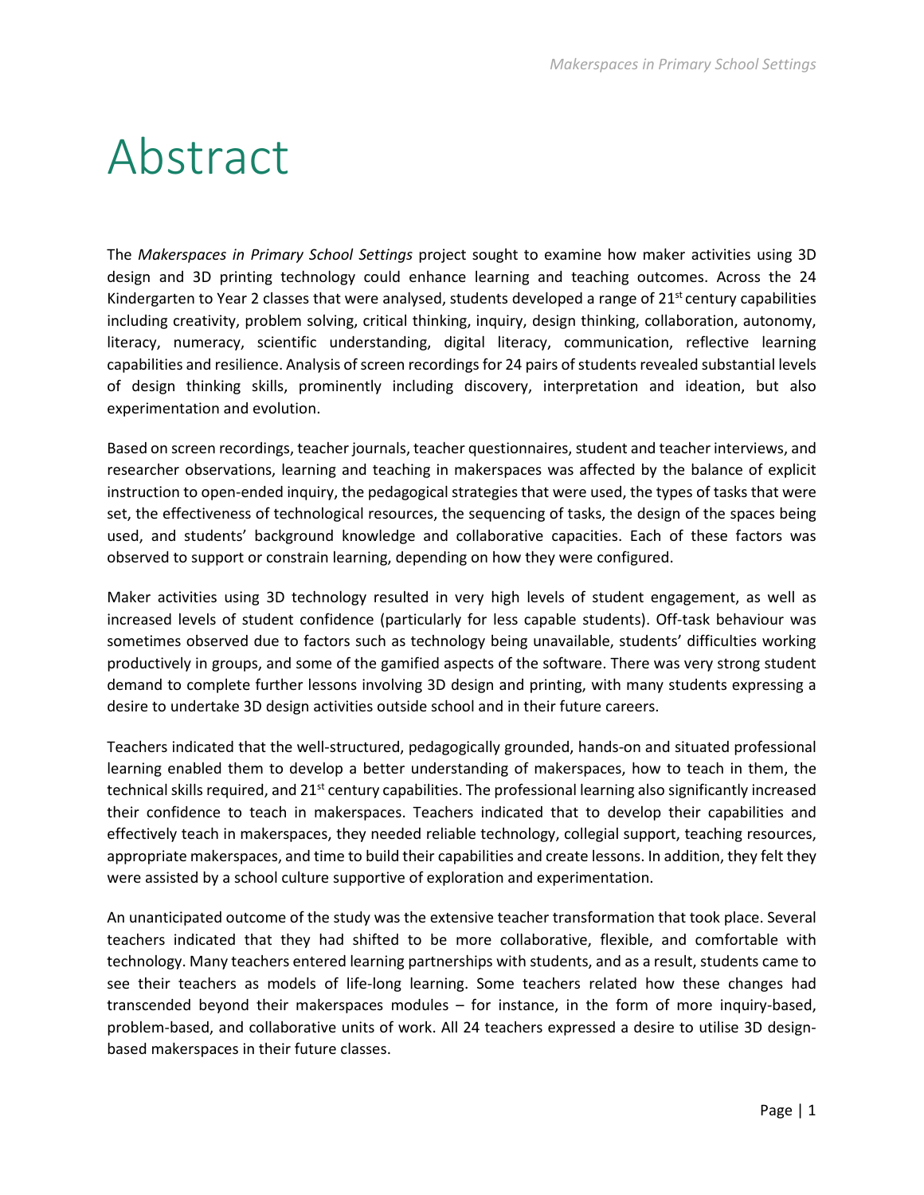# Abstract

The *Makerspaces in Primary School Settings* project sought to examine how maker activities using 3D design and 3D printing technology could enhance learning and teaching outcomes. Across the 24 Kindergarten to Year 2 classes that were analysed, students developed a range of 21st century capabilities including creativity, problem solving, critical thinking, inquiry, design thinking, collaboration, autonomy, literacy, numeracy, scientific understanding, digital literacy, communication, reflective learning capabilities and resilience. Analysis of screen recordings for 24 pairs of students revealed substantial levels of design thinking skills, prominently including discovery, interpretation and ideation, but also experimentation and evolution.

Based on screen recordings, teacher journals, teacher questionnaires, student and teacher interviews, and researcher observations, learning and teaching in makerspaces was affected by the balance of explicit instruction to open-ended inquiry, the pedagogical strategies that were used, the types of tasks that were set, the effectiveness of technological resources, the sequencing of tasks, the design of the spaces being used, and students' background knowledge and collaborative capacities. Each of these factors was observed to support or constrain learning, depending on how they were configured.

Maker activities using 3D technology resulted in very high levels of student engagement, as well as increased levels of student confidence (particularly for less capable students). Off-task behaviour was sometimes observed due to factors such as technology being unavailable, students' difficulties working productively in groups, and some of the gamified aspects of the software. There was very strong student demand to complete further lessons involving 3D design and printing, with many students expressing a desire to undertake 3D design activities outside school and in their future careers.

Teachers indicated that the well-structured, pedagogically grounded, hands-on and situated professional learning enabled them to develop a better understanding of makerspaces, how to teach in them, the technical skills required, and 21st century capabilities. The professional learning also significantly increased their confidence to teach in makerspaces. Teachers indicated that to develop their capabilities and effectively teach in makerspaces, they needed reliable technology, collegial support, teaching resources, appropriate makerspaces, and time to build their capabilities and create lessons. In addition, they felt they were assisted by a school culture supportive of exploration and experimentation.

An unanticipated outcome of the study was the extensive teacher transformation that took place. Several teachers indicated that they had shifted to be more collaborative, flexible, and comfortable with technology. Many teachers entered learning partnerships with students, and as a result, students came to see their teachers as models of life-long learning. Some teachers related how these changes had transcended beyond their makerspaces modules – for instance, in the form of more inquiry-based, problem-based, and collaborative units of work. All 24 teachers expressed a desire to utilise 3D design-based makerspaces in their future classes.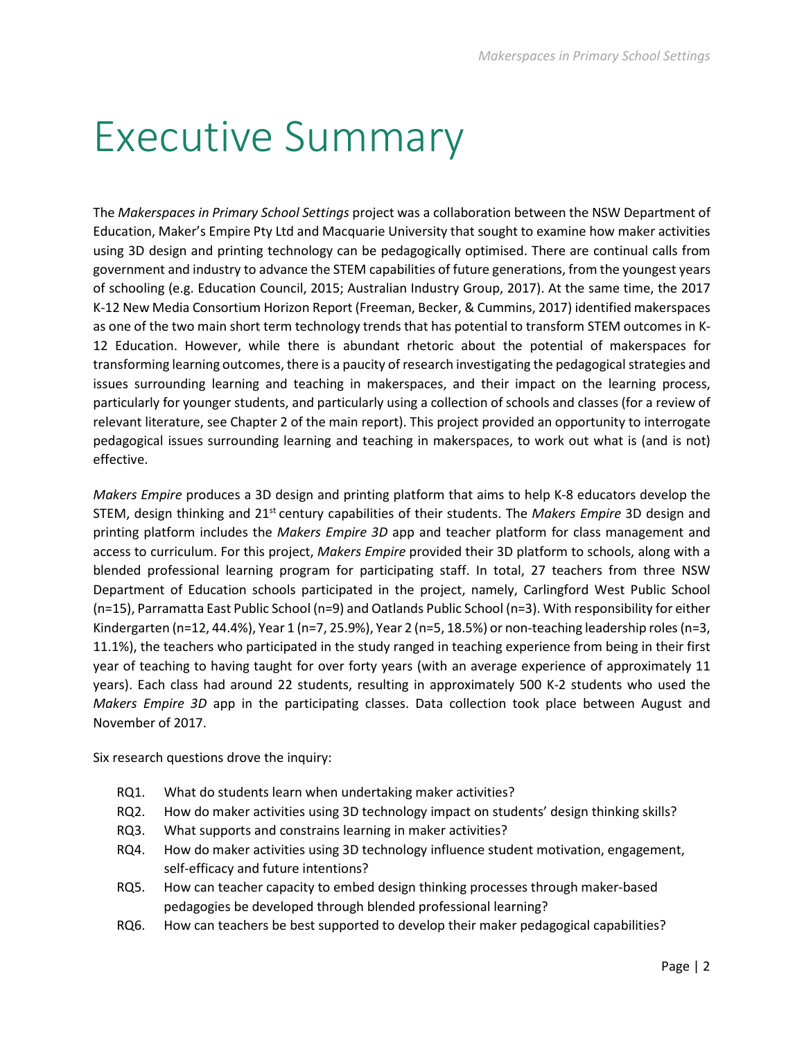# Executive Summary

The *Makerspaces in Primary School Settings* project was a collaboration between the NSW Department of Education, Maker's Empire Pty Ltd and Macquarie University that sought to examine how maker activities using 3D design and printing technology can be pedagogically optimised. There are continual calls from government and industry to advance the STEM capabilities of future generations, from the youngest years of schooling (e.g. Education Council, 2015; Australian Industry Group, 2017). At the same time, the 2017 K-12 New Media Consortium Horizon Report (Freeman, Becker, & Cummins, 2017) identified makerspaces as one of the two main short term technology trends that has potential to transform STEM outcomes in K-12 Education. However, while there is abundant rhetoric about the potential of makerspaces for transforming learning outcomes, there is a paucity of research investigating the pedagogical strategies and issues surrounding learning and teaching in makerspaces, and their impact on the learning process, particularly for younger students, and particularly using a collection of schools and classes (for a review of relevant literature, see Chapter 2 of the main report). This project provided an opportunity to interrogate pedagogical issues surrounding learning and teaching in makerspaces, to work out what is (and is not) effective.

*Makers Empire* produces a 3D design and printing platform that aims to help K-8 educators develop the STEM, design thinking and 21st century capabilities of their students. The *Makers Empire* 3D design and printing platform includes the *Makers Empire 3D* app and teacher platform for class management and access to curriculum. For this project, *Makers Empire* provided their 3D platform to schools, along with a blended professional learning program for participating staff. In total, 27 teachers from three NSW Department of Education schools participated in the project, namely, Carlingford West Public School (n=15), Parramatta East Public School (n=9) and Oatlands Public School (n=3). With responsibility for either Kindergarten (n=12, 44.4%), Year 1 (n=7, 25.9%), Year 2 (n=5, 18.5%) or non-teaching leadership roles (n=3, 11.1%), the teachers who participated in the study ranged in teaching experience from being in their first year of teaching to having taught for over forty years (with an average experience of approximately 11 years). Each class had around 22 students, resulting in approximately 500 K-2 students who used the *Makers Empire 3D* app in the participating classes. Data collection took place between August and November of 2017.

Six research questions drove the inquiry:

- RQ1. What do students learn when undertaking maker activities?
- RQ2. How do maker activities using 3D technology impact on students' design thinking skills?
- RQ3. What supports and constrains learning in maker activities?
- RQ4. How do maker activities using 3D technology influence student motivation, engagement, self-efficacy and future intentions?
- RQ5. How can teacher capacity to embed design thinking processes through maker-based pedagogies be developed through blended professional learning?
- RQ6. How can teachers be best supported to develop their maker pedagogical capabilities?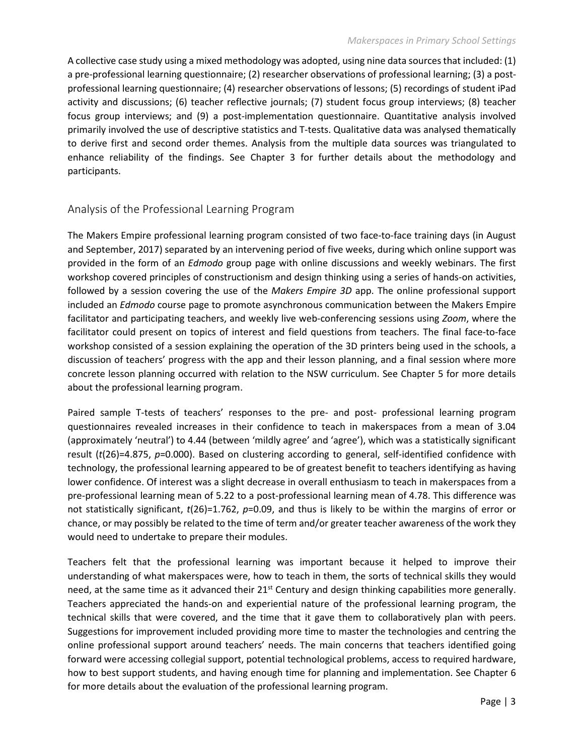A collective case study using a mixed methodology was adopted, using nine data sources that included: (1) a pre-professional learning questionnaire; (2) researcher observations of professional learning; (3) a post-professional learning questionnaire; (4) researcher observations of lessons; (5) recordings of student iPad activity and discussions; (6) teacher reflective journals; (7) student focus group interviews; (8) teacher focus group interviews; and (9) a post-implementation questionnaire. Quantitative analysis involved primarily involved the use of descriptive statistics and T-tests. Qualitative data was analysed thematically to derive first and second order themes. Analysis from the multiple data sources was triangulated to enhance reliability of the findings. See Chapter 3 for further details about the methodology and participants.

## Analysis of the Professional Learning Program

The Makers Empire professional learning program consisted of two face-to-face training days (in August and September, 2017) separated by an intervening period of five weeks, during which online support was provided in the form of an *Edmodo* group page with online discussions and weekly webinars. The first workshop covered principles of constructionism and design thinking using a series of hands-on activities, followed by a session covering the use of the *Makers Empire 3D* app. The online professional support included an *Edmodo* course page to promote asynchronous communication between the Makers Empire facilitator and participating teachers, and weekly live web-conferencing sessions using *Zoom*, where the facilitator could present on topics of interest and field questions from teachers. The final face-to-face workshop consisted of a session explaining the operation of the 3D printers being used in the schools, a discussion of teachers' progress with the app and their lesson planning, and a final session where more concrete lesson planning occurred with relation to the NSW curriculum. See Chapter 5 for more details about the professional learning program.

Paired sample T-tests of teachers' responses to the pre- and post- professional learning program questionnaires revealed increases in their confidence to teach in makerspaces from a mean of 3.04 (approximately 'neutral') to 4.44 (between 'mildly agree' and 'agree'), which was a statistically significant result ($t(26)=4.875$, $p=0.000$). Based on clustering according to general, self-identified confidence with technology, the professional learning appeared to be of greatest benefit to teachers identifying as having lower confidence. Of interest was a slight decrease in overall enthusiasm to teach in makerspaces from a pre-professional learning mean of 5.22 to a post-professional learning mean of 4.78. This difference was not statistically significant, $t(26)=1.762$, $p=0.09$, and thus is likely to be within the margins of error or chance, or may possibly be related to the time of term and/or greater teacher awareness of the work they would need to undertake to prepare their modules.

Teachers felt that the professional learning was important because it helped to improve their understanding of what makerspaces were, how to teach in them, the sorts of technical skills they would need, at the same time as it advanced their 21st Century and design thinking capabilities more generally. Teachers appreciated the hands-on and experiential nature of the professional learning program, the technical skills that were covered, and the time that it gave them to collaboratively plan with peers. Suggestions for improvement included providing more time to master the technologies and centring the online professional support around teachers' needs. The main concerns that teachers identified going forward were accessing collegial support, potential technological problems, access to required hardware, how to best support students, and having enough time for planning and implementation. See Chapter 6 for more details about the evaluation of the professional learning program.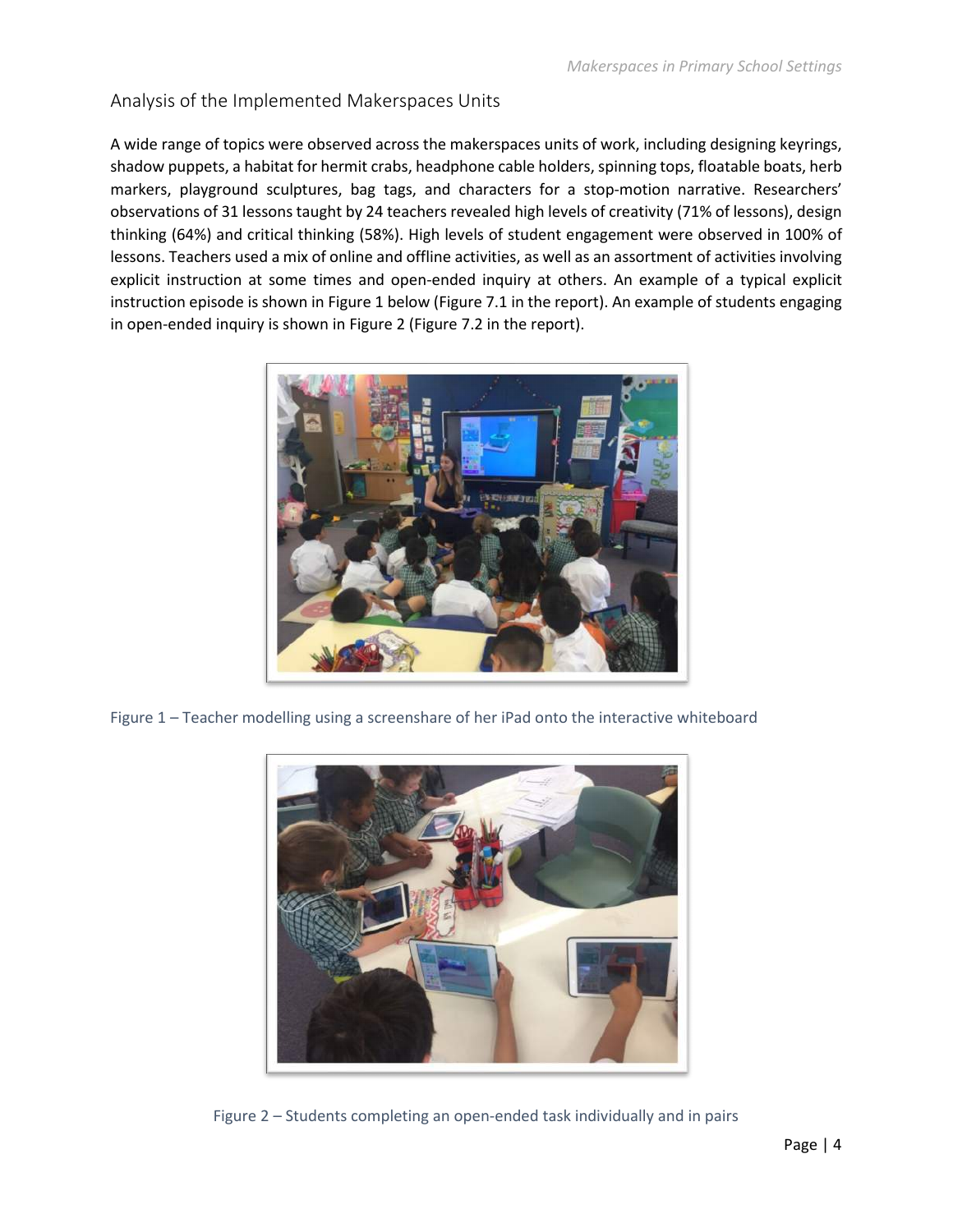## Analysis of the Implemented Makerspaces Units

A wide range of topics were observed across the makerspaces units of work, including designing keyrings, shadow puppets, a habitat for hermit crabs, headphone cable holders, spinning tops, floatable boats, herb markers, playground sculptures, bag tags, and characters for a stop-motion narrative. Researchers' observations of 31 lessons taught by 24 teachers revealed high levels of creativity (71% of lessons), design thinking (64%) and critical thinking (58%). High levels of student engagement were observed in 100% of lessons. Teachers used a mix of online and offline activities, as well as an assortment of activities involving explicit instruction at some times and open-ended inquiry at others. An example of a typical explicit instruction episode is shown in Figure 1 below (Figure 7.1 in the report). An example of students engaging in open-ended inquiry is shown in Figure 2 (Figure 7.2 in the report).

Figure 1 – Teacher modelling using a screenshare of her iPad onto the interactive whiteboard

Figure 2 – Students completing an open-ended task individually and in pairs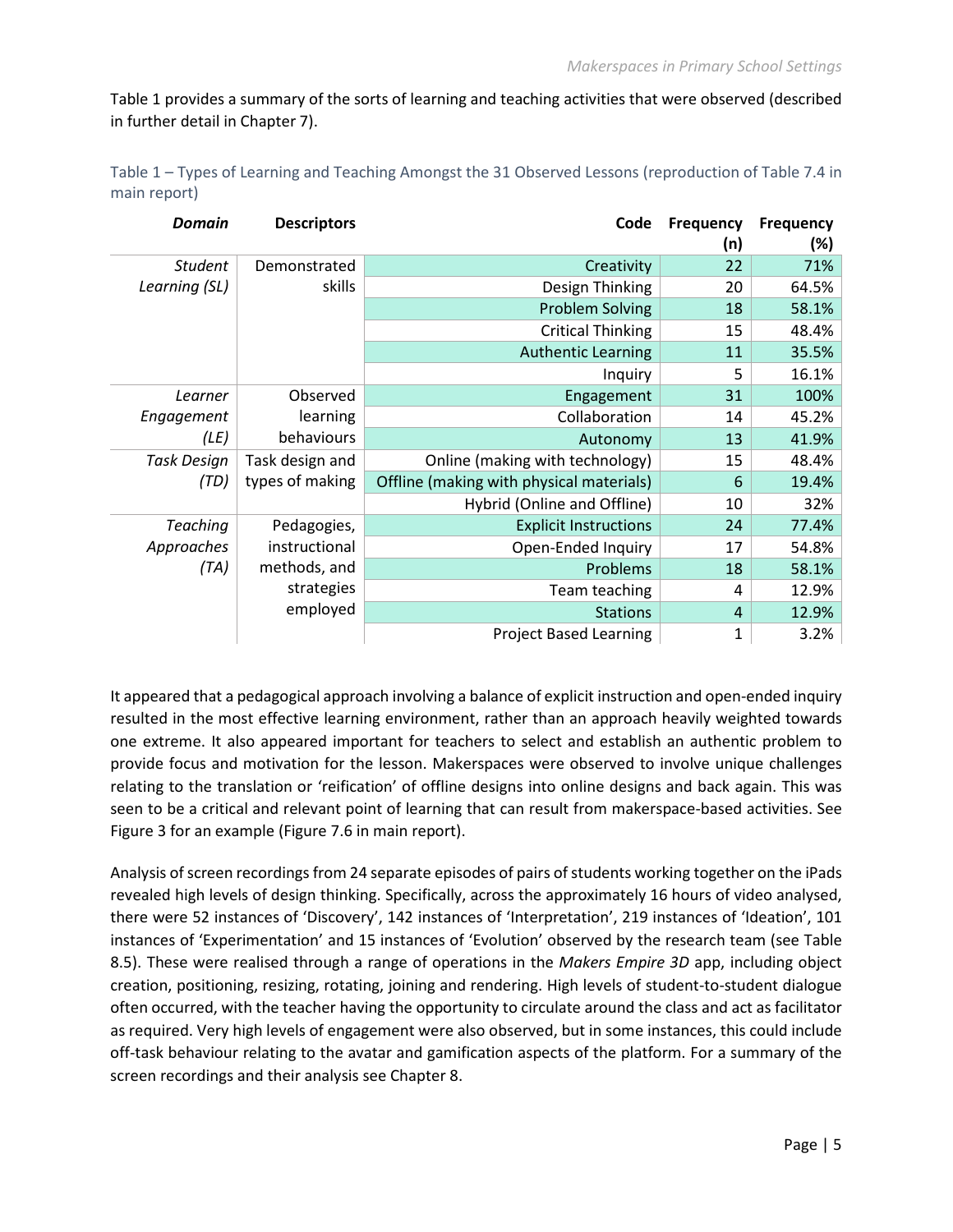Table 1 provides a summary of the sorts of learning and teaching activities that were observed (described in further detail in Chapter 7).

Table 1 – Types of Learning and Teaching Amongst the 31 Observed Lessons (reproduction of Table 7.4 in main report)

| *Domain* | **Descriptors** | **Code** | **Frequency (n)** | **Frequency (%)** |
|---|---|---|---|---|
| *Student Learning (SL)* | Demonstrated skills | Creativity | 22 | 71% |
| | | Design Thinking | 20 | 64.5% |
| | | Problem Solving | 18 | 58.1% |
| | | Critical Thinking | 15 | 48.4% |
| | | Authentic Learning | 11 | 35.5% |
| | | Inquiry | 5 | 16.1% |
| *Learner Engagement (LE)* | Observed learning behaviours | Engagement | 31 | 100% |
| | | Collaboration | 14 | 45.2% |
| | | Autonomy | 13 | 41.9% |
| *Task Design (TD)* | Task design and types of making | Online (making with technology) | 15 | 48.4% |
| | | Offline (making with physical materials) | 6 | 19.4% |
| | | Hybrid (Online and Offline) | 10 | 32% |
| *Teaching Approaches (TA)* | Pedagogies, instructional methods, and strategies employed | Explicit Instructions | 24 | 77.4% |
| | | Open-Ended Inquiry | 17 | 54.8% |
| | | Problems | 18 | 58.1% |
| | | Team teaching | 4 | 12.9% |
| | | Stations | 4 | 12.9% |
| | | Project Based Learning | 1 | 3.2% |

It appeared that a pedagogical approach involving a balance of explicit instruction and open-ended inquiry resulted in the most effective learning environment, rather than an approach heavily weighted towards one extreme. It also appeared important for teachers to select and establish an authentic problem to provide focus and motivation for the lesson. Makerspaces were observed to involve unique challenges relating to the translation or 'reification' of offline designs into online designs and back again. This was seen to be a critical and relevant point of learning that can result from makerspace-based activities. See Figure 3 for an example (Figure 7.6 in main report).

Analysis of screen recordings from 24 separate episodes of pairs of students working together on the iPads revealed high levels of design thinking. Specifically, across the approximately 16 hours of video analysed, there were 52 instances of 'Discovery', 142 instances of 'Interpretation', 219 instances of 'Ideation', 101 instances of 'Experimentation' and 15 instances of 'Evolution' observed by the research team (see Table 8.5). These were realised through a range of operations in the *Makers Empire 3D* app, including object creation, positioning, resizing, rotating, joining and rendering. High levels of student-to-student dialogue often occurred, with the teacher having the opportunity to circulate around the class and act as facilitator as required. Very high levels of engagement were also observed, but in some instances, this could include off-task behaviour relating to the avatar and gamification aspects of the platform. For a summary of the screen recordings and their analysis see Chapter 8.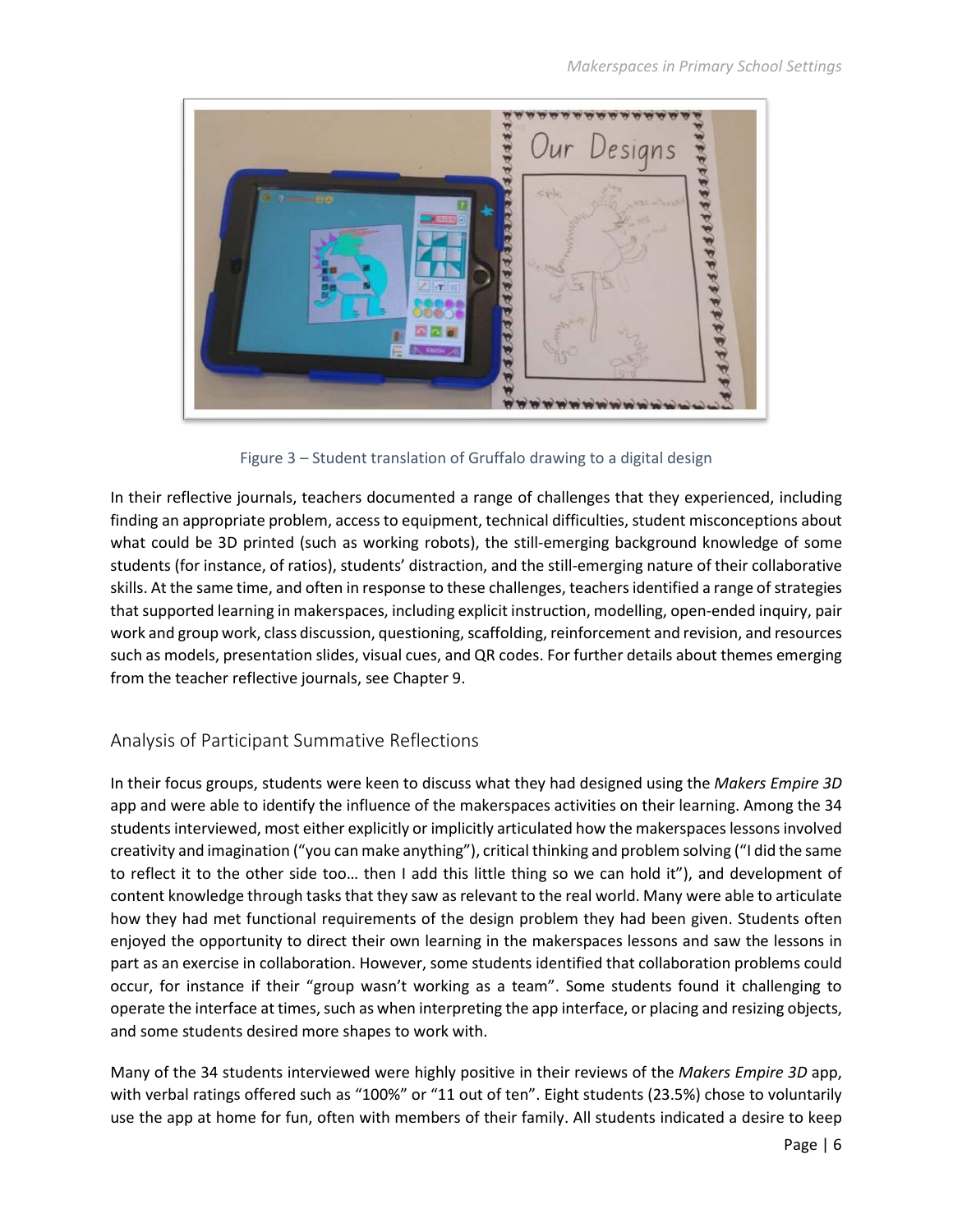Figure 3 – Student translation of Gruffalo drawing to a digital design

In their reflective journals, teachers documented a range of challenges that they experienced, including finding an appropriate problem, access to equipment, technical difficulties, student misconceptions about what could be 3D printed (such as working robots), the still-emerging background knowledge of some students (for instance, of ratios), students' distraction, and the still-emerging nature of their collaborative skills. At the same time, and often in response to these challenges, teachers identified a range of strategies that supported learning in makerspaces, including explicit instruction, modelling, open-ended inquiry, pair work and group work, class discussion, questioning, scaffolding, reinforcement and revision, and resources such as models, presentation slides, visual cues, and QR codes. For further details about themes emerging from the teacher reflective journals, see Chapter 9.

## Analysis of Participant Summative Reflections

In their focus groups, students were keen to discuss what they had designed using the *Makers Empire 3D* app and were able to identify the influence of the makerspaces activities on their learning. Among the 34 students interviewed, most either explicitly or implicitly articulated how the makerspaces lessons involved creativity and imagination ("you can make anything"), critical thinking and problem solving ("I did the same to reflect it to the other side too… then I add this little thing so we can hold it"), and development of content knowledge through tasks that they saw as relevant to the real world. Many were able to articulate how they had met functional requirements of the design problem they had been given. Students often enjoyed the opportunity to direct their own learning in the makerspaces lessons and saw the lessons in part as an exercise in collaboration. However, some students identified that collaboration problems could occur, for instance if their "group wasn't working as a team". Some students found it challenging to operate the interface at times, such as when interpreting the app interface, or placing and resizing objects, and some students desired more shapes to work with.

Many of the 34 students interviewed were highly positive in their reviews of the *Makers Empire 3D* app, with verbal ratings offered such as "100%" or "11 out of ten". Eight students (23.5%) chose to voluntarily use the app at home for fun, often with members of their family. All students indicated a desire to keep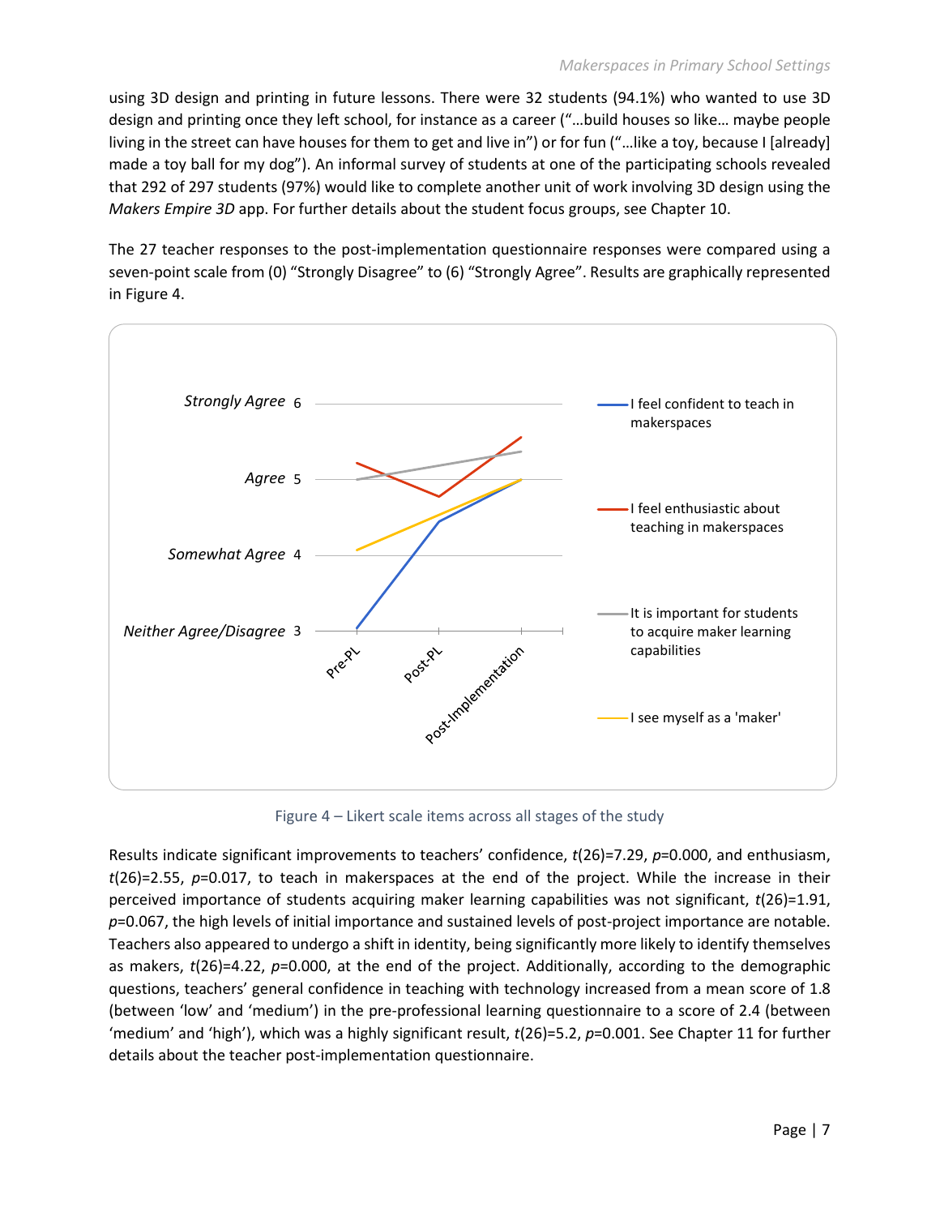using 3D design and printing in future lessons. There were 32 students (94.1%) who wanted to use 3D design and printing once they left school, for instance as a career ("…build houses so like… maybe people living in the street can have houses for them to get and live in") or for fun ("…like a toy, because I [already] made a toy ball for my dog"). An informal survey of students at one of the participating schools revealed that 292 of 297 students (97%) would like to complete another unit of work involving 3D design using the *Makers Empire 3D* app. For further details about the student focus groups, see Chapter 10.

The 27 teacher responses to the post-implementation questionnaire responses were compared using a seven-point scale from (0) "Strongly Disagree" to (6) "Strongly Agree". Results are graphically represented in Figure 4.

Figure 4 – Likert scale items across all stages of the study

Results indicate significant improvements to teachers' confidence, $t(26)=7.29$, $p=0.000$, and enthusiasm, $t(26)=2.55$, $p=0.017$, to teach in makerspaces at the end of the project. While the increase in their perceived importance of students acquiring maker learning capabilities was not significant, $t(26)=1.91$, $p=0.067$, the high levels of initial importance and sustained levels of post-project importance are notable. Teachers also appeared to undergo a shift in identity, being significantly more likely to identify themselves as makers, $t(26)=4.22$, $p=0.000$, at the end of the project. Additionally, according to the demographic questions, teachers' general confidence in teaching with technology increased from a mean score of 1.8 (between 'low' and 'medium') in the pre-professional learning questionnaire to a score of 2.4 (between 'medium' and 'high'), which was a highly significant result, $t(26)=5.2$, $p=0.001$. See Chapter 11 for further details about the teacher post-implementation questionnaire.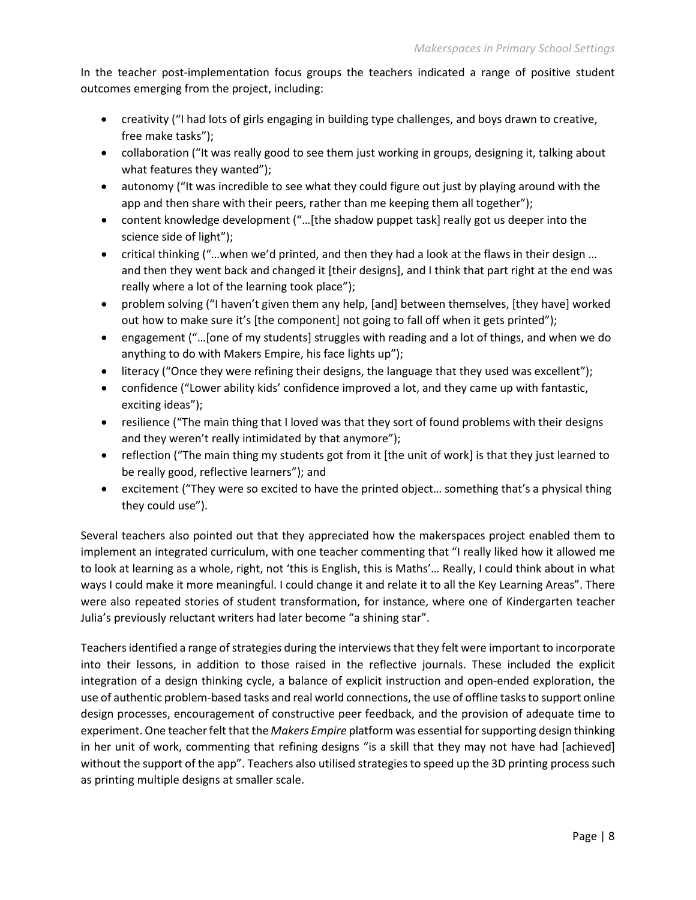In the teacher post-implementation focus groups the teachers indicated a range of positive student outcomes emerging from the project, including:

- creativity ("I had lots of girls engaging in building type challenges, and boys drawn to creative, free make tasks");
- collaboration ("It was really good to see them just working in groups, designing it, talking about what features they wanted");
- autonomy ("It was incredible to see what they could figure out just by playing around with the app and then share with their peers, rather than me keeping them all together");
- content knowledge development ("…[the shadow puppet task] really got us deeper into the science side of light");
- critical thinking ("…when we'd printed, and then they had a look at the flaws in their design … and then they went back and changed it [their designs], and I think that part right at the end was really where a lot of the learning took place");
- problem solving ("I haven't given them any help, [and] between themselves, [they have] worked out how to make sure it's [the component] not going to fall off when it gets printed");
- engagement ("…[one of my students] struggles with reading and a lot of things, and when we do anything to do with Makers Empire, his face lights up");
- literacy ("Once they were refining their designs, the language that they used was excellent");
- confidence ("Lower ability kids' confidence improved a lot, and they came up with fantastic, exciting ideas");
- resilience ("The main thing that I loved was that they sort of found problems with their designs and they weren't really intimidated by that anymore");
- reflection ("The main thing my students got from it [the unit of work] is that they just learned to be really good, reflective learners"); and
- excitement ("They were so excited to have the printed object… something that's a physical thing they could use").

Several teachers also pointed out that they appreciated how the makerspaces project enabled them to implement an integrated curriculum, with one teacher commenting that "I really liked how it allowed me to look at learning as a whole, right, not 'this is English, this is Maths'… Really, I could think about in what ways I could make it more meaningful. I could change it and relate it to all the Key Learning Areas". There were also repeated stories of student transformation, for instance, where one of Kindergarten teacher Julia's previously reluctant writers had later become "a shining star".

Teachers identified a range of strategies during the interviews that they felt were important to incorporate into their lessons, in addition to those raised in the reflective journals. These included the explicit integration of a design thinking cycle, a balance of explicit instruction and open-ended exploration, the use of authentic problem-based tasks and real world connections, the use of offline tasks to support online design processes, encouragement of constructive peer feedback, and the provision of adequate time to experiment. One teacher felt that the *Makers Empire* platform was essential for supporting design thinking in her unit of work, commenting that refining designs "is a skill that they may not have had [achieved] without the support of the app". Teachers also utilised strategies to speed up the 3D printing process such as printing multiple designs at smaller scale.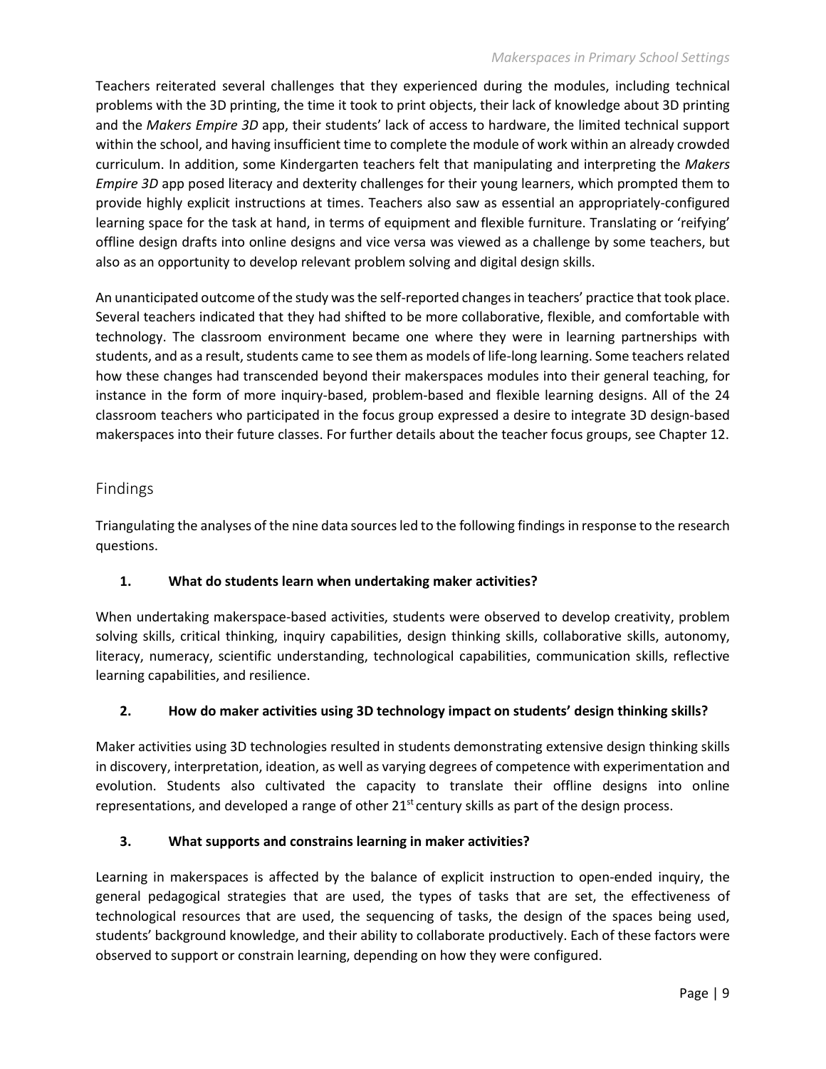Teachers reiterated several challenges that they experienced during the modules, including technical problems with the 3D printing, the time it took to print objects, their lack of knowledge about 3D printing and the *Makers Empire 3D* app, their students' lack of access to hardware, the limited technical support within the school, and having insufficient time to complete the module of work within an already crowded curriculum. In addition, some Kindergarten teachers felt that manipulating and interpreting the *Makers Empire 3D* app posed literacy and dexterity challenges for their young learners, which prompted them to provide highly explicit instructions at times. Teachers also saw as essential an appropriately-configured learning space for the task at hand, in terms of equipment and flexible furniture. Translating or 'reifying' offline design drafts into online designs and vice versa was viewed as a challenge by some teachers, but also as an opportunity to develop relevant problem solving and digital design skills.

An unanticipated outcome of the study was the self-reported changes in teachers' practice that took place. Several teachers indicated that they had shifted to be more collaborative, flexible, and comfortable with technology. The classroom environment became one where they were in learning partnerships with students, and as a result, students came to see them as models of life-long learning. Some teachers related how these changes had transcended beyond their makerspaces modules into their general teaching, for instance in the form of more inquiry-based, problem-based and flexible learning designs. All of the 24 classroom teachers who participated in the focus group expressed a desire to integrate 3D design-based makerspaces into their future classes. For further details about the teacher focus groups, see Chapter 12.

## Findings

Triangulating the analyses of the nine data sources led to the following findings in response to the research questions.

### 1. What do students learn when undertaking maker activities?

When undertaking makerspace-based activities, students were observed to develop creativity, problem solving skills, critical thinking, inquiry capabilities, design thinking skills, collaborative skills, autonomy, literacy, numeracy, scientific understanding, technological capabilities, communication skills, reflective learning capabilities, and resilience.

### 2. How do maker activities using 3D technology impact on students' design thinking skills?

Maker activities using 3D technologies resulted in students demonstrating extensive design thinking skills in discovery, interpretation, ideation, as well as varying degrees of competence with experimentation and evolution. Students also cultivated the capacity to translate their offline designs into online representations, and developed a range of other 21st century skills as part of the design process.

### 3. What supports and constrains learning in maker activities?

Learning in makerspaces is affected by the balance of explicit instruction to open-ended inquiry, the general pedagogical strategies that are used, the types of tasks that are set, the effectiveness of technological resources that are used, the sequencing of tasks, the design of the spaces being used, students' background knowledge, and their ability to collaborate productively. Each of these factors were observed to support or constrain learning, depending on how they were configured.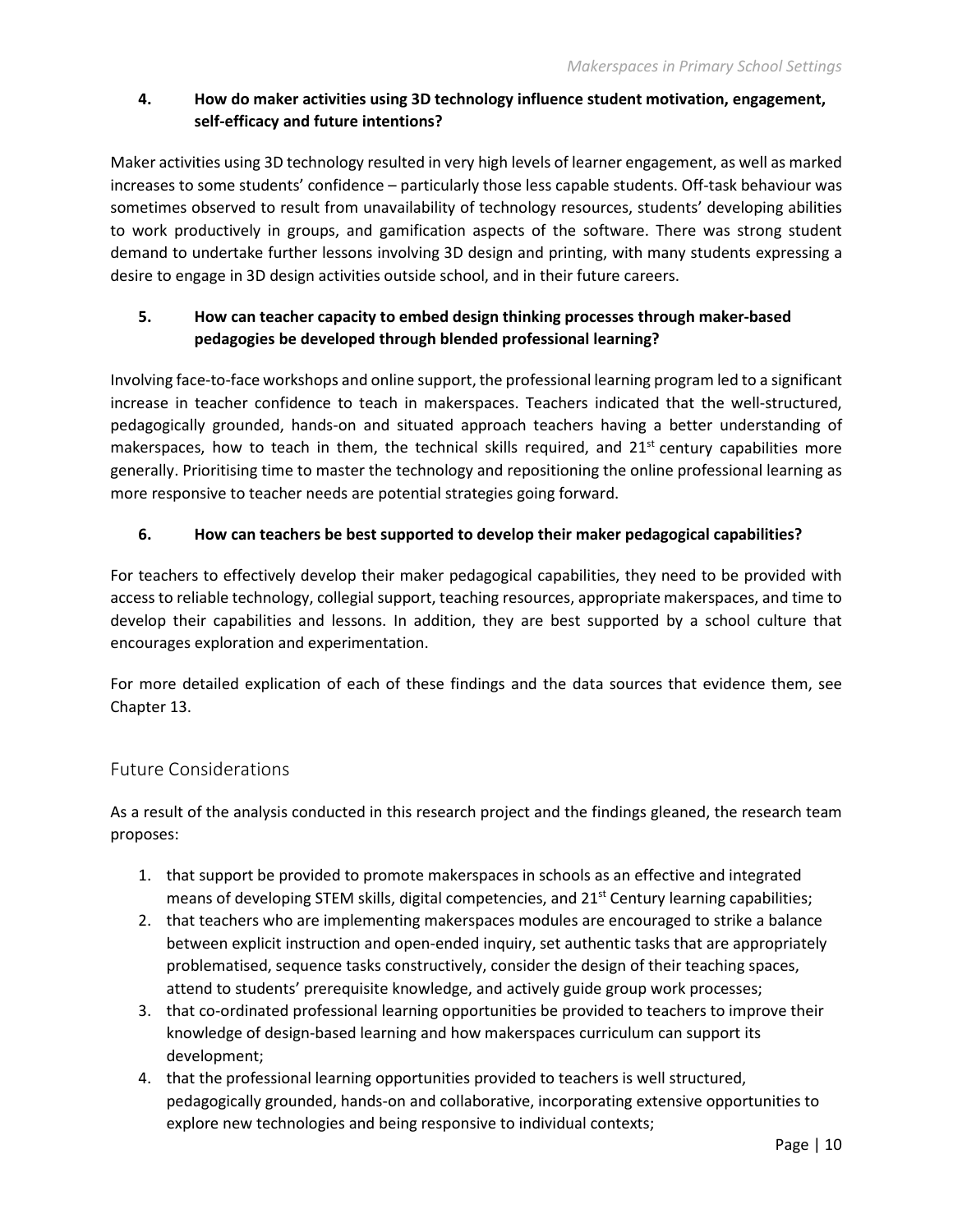**4. How do maker activities using 3D technology influence student motivation, engagement, self-efficacy and future intentions?**

Maker activities using 3D technology resulted in very high levels of learner engagement, as well as marked increases to some students' confidence – particularly those less capable students. Off-task behaviour was sometimes observed to result from unavailability of technology resources, students' developing abilities to work productively in groups, and gamification aspects of the software. There was strong student demand to undertake further lessons involving 3D design and printing, with many students expressing a desire to engage in 3D design activities outside school, and in their future careers.

**5. How can teacher capacity to embed design thinking processes through maker-based pedagogies be developed through blended professional learning?**

Involving face-to-face workshops and online support, the professional learning program led to a significant increase in teacher confidence to teach in makerspaces. Teachers indicated that the well-structured, pedagogically grounded, hands-on and situated approach teachers having a better understanding of makerspaces, how to teach in them, the technical skills required, and 21st century capabilities more generally. Prioritising time to master the technology and repositioning the online professional learning as more responsive to teacher needs are potential strategies going forward.

**6. How can teachers be best supported to develop their maker pedagogical capabilities?**

For teachers to effectively develop their maker pedagogical capabilities, they need to be provided with access to reliable technology, collegial support, teaching resources, appropriate makerspaces, and time to develop their capabilities and lessons. In addition, they are best supported by a school culture that encourages exploration and experimentation.

For more detailed explication of each of these findings and the data sources that evidence them, see Chapter 13.

## Future Considerations

As a result of the analysis conducted in this research project and the findings gleaned, the research team proposes:

1. that support be provided to promote makerspaces in schools as an effective and integrated means of developing STEM skills, digital competencies, and 21st Century learning capabilities;
2. that teachers who are implementing makerspaces modules are encouraged to strike a balance between explicit instruction and open-ended inquiry, set authentic tasks that are appropriately problematised, sequence tasks constructively, consider the design of their teaching spaces, attend to students' prerequisite knowledge, and actively guide group work processes;
3. that co-ordinated professional learning opportunities be provided to teachers to improve their knowledge of design-based learning and how makerspaces curriculum can support its development;
4. that the professional learning opportunities provided to teachers is well structured, pedagogically grounded, hands-on and collaborative, incorporating extensive opportunities to explore new technologies and being responsive to individual contexts;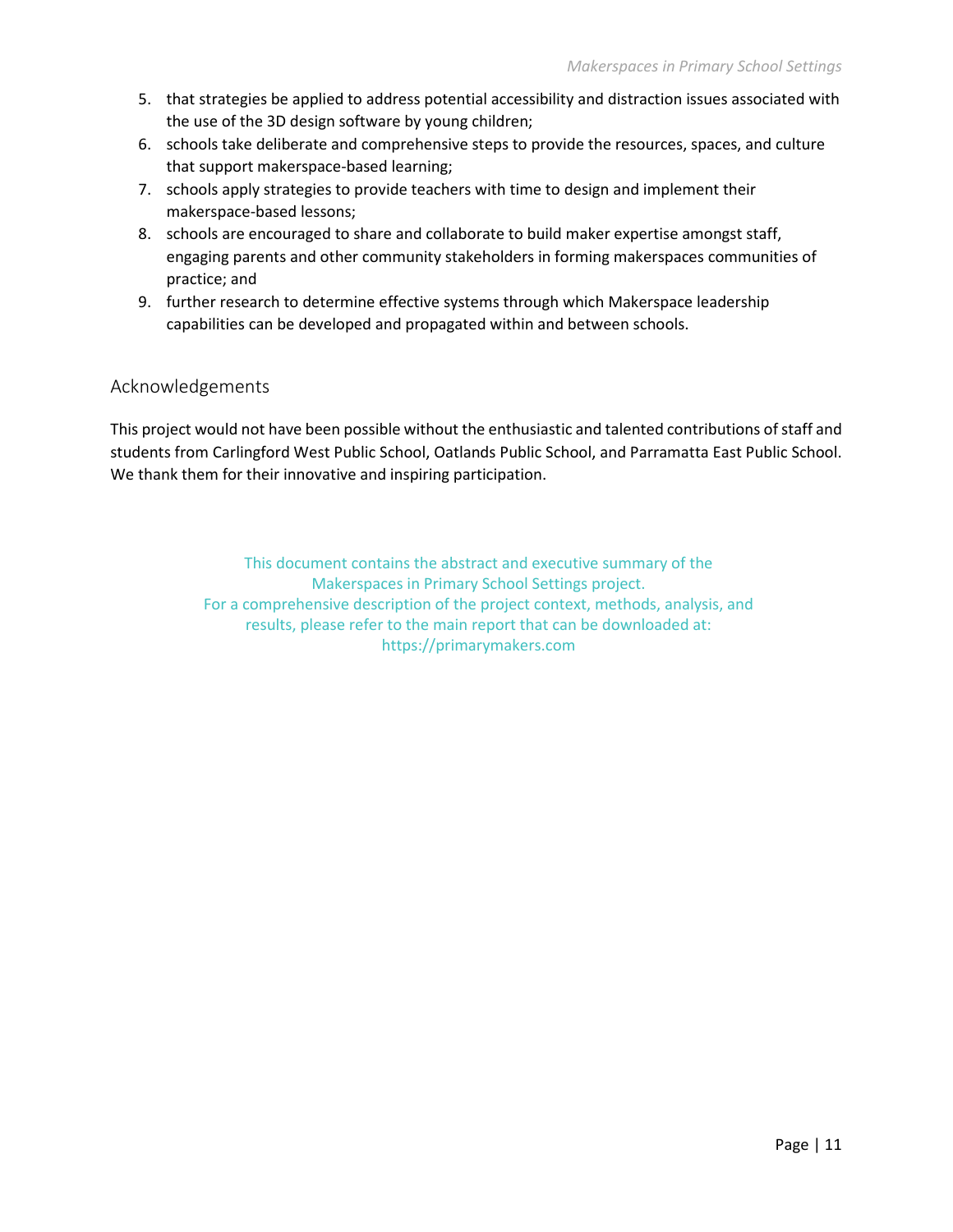5. that strategies be applied to address potential accessibility and distraction issues associated with the use of the 3D design software by young children;
6. schools take deliberate and comprehensive steps to provide the resources, spaces, and culture that support makerspace-based learning;
7. schools apply strategies to provide teachers with time to design and implement their makerspace-based lessons;
8. schools are encouraged to share and collaborate to build maker expertise amongst staff, engaging parents and other community stakeholders in forming makerspaces communities of practice; and
9. further research to determine effective systems through which Makerspace leadership capabilities can be developed and propagated within and between schools.

## Acknowledgements

This project would not have been possible without the enthusiastic and talented contributions of staff and students from Carlingford West Public School, Oatlands Public School, and Parramatta East Public School. We thank them for their innovative and inspiring participation.

This document contains the abstract and executive summary of the Makerspaces in Primary School Settings project.
For a comprehensive description of the project context, methods, analysis, and results, please refer to the main report that can be downloaded at: https://primarymakers.com